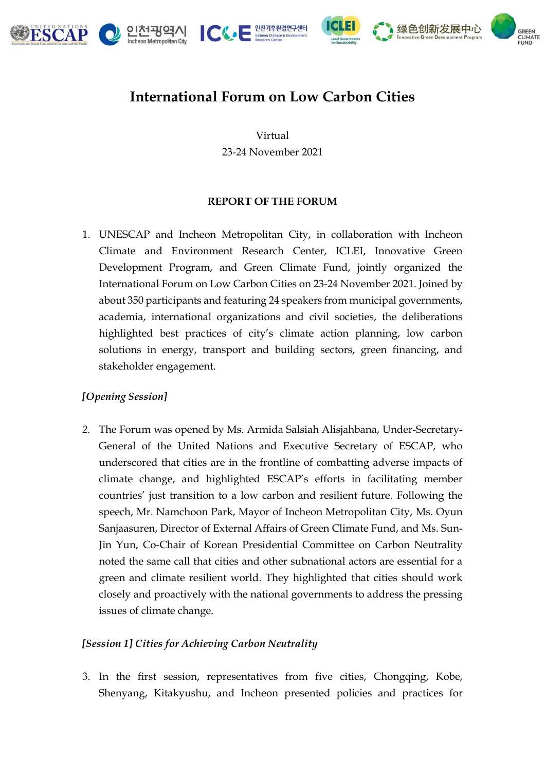# International Forum on Low Carbon Cities

Virtual
23-24 November 2021

## REPORT OF THE FORUM

1. UNESCAP and Incheon Metropolitan City, in collaboration with Incheon Climate and Environment Research Center, ICLEI, Innovative Green Development Program, and Green Climate Fund, jointly organized the International Forum on Low Carbon Cities on 23-24 November 2021. Joined by about 350 participants and featuring 24 speakers from municipal governments, academia, international organizations and civil societies, the deliberations highlighted best practices of city's climate action planning, low carbon solutions in energy, transport and building sectors, green financing, and stakeholder engagement.

*[Opening Session]*

2. The Forum was opened by Ms. Armida Salsiah Alisjahbana, Under-Secretary-General of the United Nations and Executive Secretary of ESCAP, who underscored that cities are in the frontline of combatting adverse impacts of climate change, and highlighted ESCAP's efforts in facilitating member countries' just transition to a low carbon and resilient future. Following the speech, Mr. Namchoon Park, Mayor of Incheon Metropolitan City, Ms. Oyun Sanjaasuren, Director of External Affairs of Green Climate Fund, and Ms. Sun-Jin Yun, Co-Chair of Korean Presidential Committee on Carbon Neutrality noted the same call that cities and other subnational actors are essential for a green and climate resilient world. They highlighted that cities should work closely and proactively with the national governments to address the pressing issues of climate change.

*[Session 1] Cities for Achieving Carbon Neutrality*

3. In the first session, representatives from five cities, Chongqing, Kobe, Shenyang, Kitakyushu, and Incheon presented policies and practices for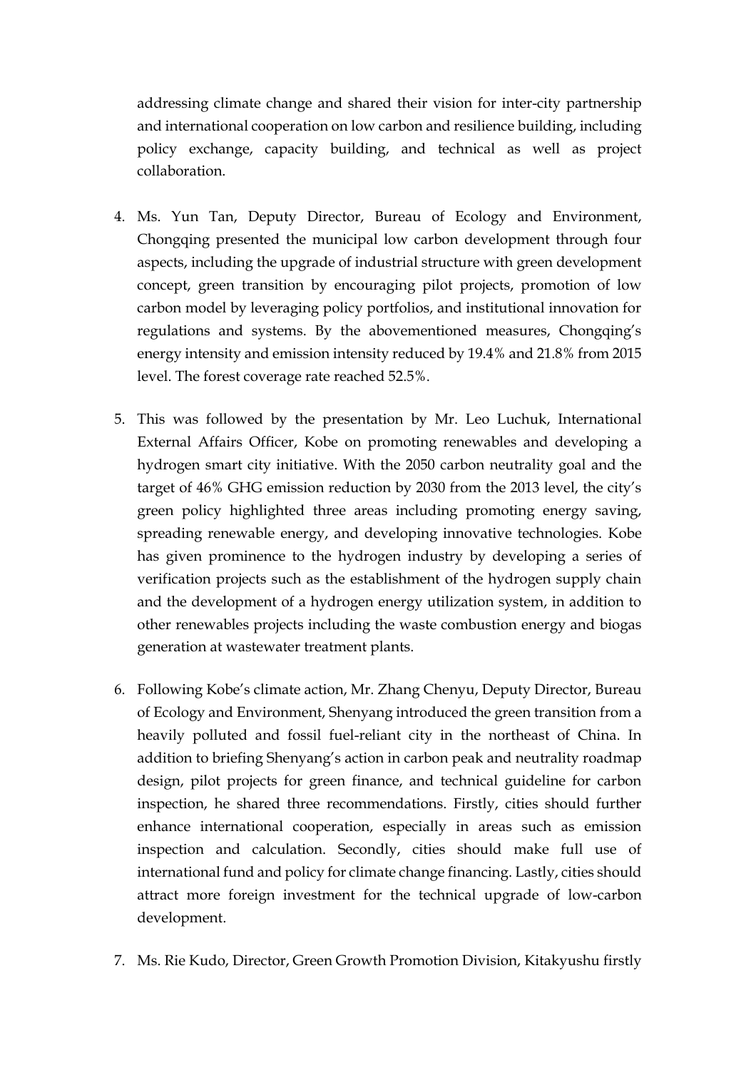addressing climate change and shared their vision for inter-city partnership and international cooperation on low carbon and resilience building, including policy exchange, capacity building, and technical as well as project collaboration.

4. Ms. Yun Tan, Deputy Director, Bureau of Ecology and Environment, Chongqing presented the municipal low carbon development through four aspects, including the upgrade of industrial structure with green development concept, green transition by encouraging pilot projects, promotion of low carbon model by leveraging policy portfolios, and institutional innovation for regulations and systems. By the abovementioned measures, Chongqing's energy intensity and emission intensity reduced by 19.4% and 21.8% from 2015 level. The forest coverage rate reached 52.5%.

5. This was followed by the presentation by Mr. Leo Luchuk, International External Affairs Officer, Kobe on promoting renewables and developing a hydrogen smart city initiative. With the 2050 carbon neutrality goal and the target of 46% GHG emission reduction by 2030 from the 2013 level, the city's green policy highlighted three areas including promoting energy saving, spreading renewable energy, and developing innovative technologies. Kobe has given prominence to the hydrogen industry by developing a series of verification projects such as the establishment of the hydrogen supply chain and the development of a hydrogen energy utilization system, in addition to other renewables projects including the waste combustion energy and biogas generation at wastewater treatment plants.

6. Following Kobe's climate action, Mr. Zhang Chenyu, Deputy Director, Bureau of Ecology and Environment, Shenyang introduced the green transition from a heavily polluted and fossil fuel-reliant city in the northeast of China. In addition to briefing Shenyang's action in carbon peak and neutrality roadmap design, pilot projects for green finance, and technical guideline for carbon inspection, he shared three recommendations. Firstly, cities should further enhance international cooperation, especially in areas such as emission inspection and calculation. Secondly, cities should make full use of international fund and policy for climate change financing. Lastly, cities should attract more foreign investment for the technical upgrade of low-carbon development.

7. Ms. Rie Kudo, Director, Green Growth Promotion Division, Kitakyushu firstly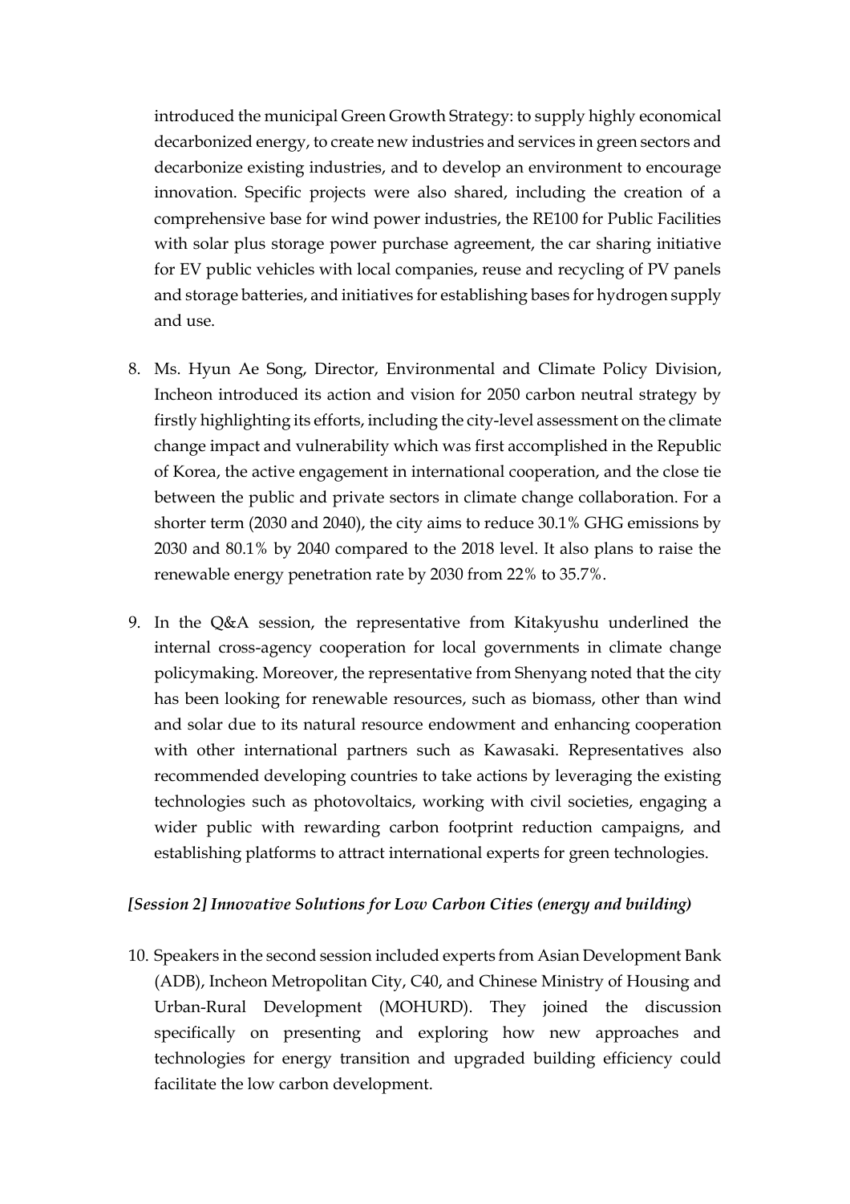introduced the municipal Green Growth Strategy: to supply highly economical decarbonized energy, to create new industries and services in green sectors and decarbonize existing industries, and to develop an environment to encourage innovation. Specific projects were also shared, including the creation of a comprehensive base for wind power industries, the RE100 for Public Facilities with solar plus storage power purchase agreement, the car sharing initiative for EV public vehicles with local companies, reuse and recycling of PV panels and storage batteries, and initiatives for establishing bases for hydrogen supply and use.

8. Ms. Hyun Ae Song, Director, Environmental and Climate Policy Division, Incheon introduced its action and vision for 2050 carbon neutral strategy by firstly highlighting its efforts, including the city-level assessment on the climate change impact and vulnerability which was first accomplished in the Republic of Korea, the active engagement in international cooperation, and the close tie between the public and private sectors in climate change collaboration. For a shorter term (2030 and 2040), the city aims to reduce 30.1% GHG emissions by 2030 and 80.1% by 2040 compared to the 2018 level. It also plans to raise the renewable energy penetration rate by 2030 from 22% to 35.7%.

9. In the Q&A session, the representative from Kitakyushu underlined the internal cross-agency cooperation for local governments in climate change policymaking. Moreover, the representative from Shenyang noted that the city has been looking for renewable resources, such as biomass, other than wind and solar due to its natural resource endowment and enhancing cooperation with other international partners such as Kawasaki. Representatives also recommended developing countries to take actions by leveraging the existing technologies such as photovoltaics, working with civil societies, engaging a wider public with rewarding carbon footprint reduction campaigns, and establishing platforms to attract international experts for green technologies.

***[Session 2] Innovative Solutions for Low Carbon Cities (energy and building)***

10. Speakers in the second session included experts from Asian Development Bank (ADB), Incheon Metropolitan City, C40, and Chinese Ministry of Housing and Urban-Rural Development (MOHURD). They joined the discussion specifically on presenting and exploring how new approaches and technologies for energy transition and upgraded building efficiency could facilitate the low carbon development.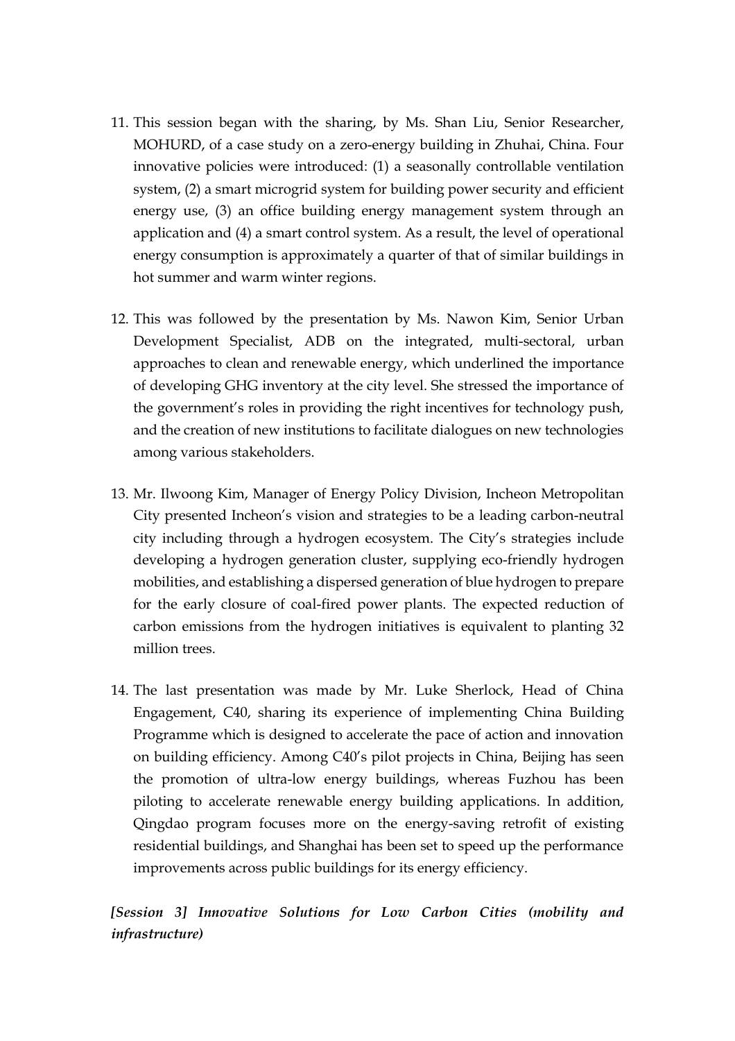11. This session began with the sharing, by Ms. Shan Liu, Senior Researcher, MOHURD, of a case study on a zero-energy building in Zhuhai, China. Four innovative policies were introduced: (1) a seasonally controllable ventilation system, (2) a smart microgrid system for building power security and efficient energy use, (3) an office building energy management system through an application and (4) a smart control system. As a result, the level of operational energy consumption is approximately a quarter of that of similar buildings in hot summer and warm winter regions.

12. This was followed by the presentation by Ms. Nawon Kim, Senior Urban Development Specialist, ADB on the integrated, multi-sectoral, urban approaches to clean and renewable energy, which underlined the importance of developing GHG inventory at the city level. She stressed the importance of the government's roles in providing the right incentives for technology push, and the creation of new institutions to facilitate dialogues on new technologies among various stakeholders.

13. Mr. Ilwoong Kim, Manager of Energy Policy Division, Incheon Metropolitan City presented Incheon's vision and strategies to be a leading carbon-neutral city including through a hydrogen ecosystem. The City's strategies include developing a hydrogen generation cluster, supplying eco-friendly hydrogen mobilities, and establishing a dispersed generation of blue hydrogen to prepare for the early closure of coal-fired power plants. The expected reduction of carbon emissions from the hydrogen initiatives is equivalent to planting 32 million trees.

14. The last presentation was made by Mr. Luke Sherlock, Head of China Engagement, C40, sharing its experience of implementing China Building Programme which is designed to accelerate the pace of action and innovation on building efficiency. Among C40's pilot projects in China, Beijing has seen the promotion of ultra-low energy buildings, whereas Fuzhou has been piloting to accelerate renewable energy building applications. In addition, Qingdao program focuses more on the energy-saving retrofit of existing residential buildings, and Shanghai has been set to speed up the performance improvements across public buildings for its energy efficiency.

***[Session 3] Innovative Solutions for Low Carbon Cities (mobility and infrastructure)***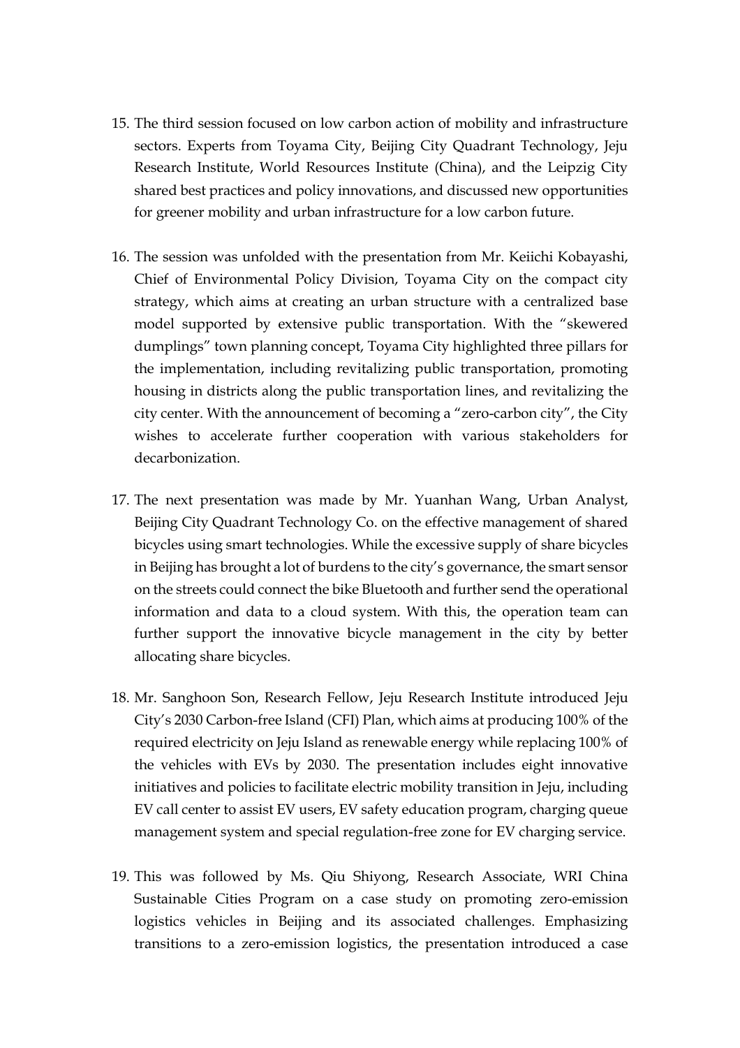15. The third session focused on low carbon action of mobility and infrastructure sectors. Experts from Toyama City, Beijing City Quadrant Technology, Jeju Research Institute, World Resources Institute (China), and the Leipzig City shared best practices and policy innovations, and discussed new opportunities for greener mobility and urban infrastructure for a low carbon future.

16. The session was unfolded with the presentation from Mr. Keiichi Kobayashi, Chief of Environmental Policy Division, Toyama City on the compact city strategy, which aims at creating an urban structure with a centralized base model supported by extensive public transportation. With the "skewered dumplings" town planning concept, Toyama City highlighted three pillars for the implementation, including revitalizing public transportation, promoting housing in districts along the public transportation lines, and revitalizing the city center. With the announcement of becoming a "zero-carbon city", the City wishes to accelerate further cooperation with various stakeholders for decarbonization.

17. The next presentation was made by Mr. Yuanhan Wang, Urban Analyst, Beijing City Quadrant Technology Co. on the effective management of shared bicycles using smart technologies. While the excessive supply of share bicycles in Beijing has brought a lot of burdens to the city's governance, the smart sensor on the streets could connect the bike Bluetooth and further send the operational information and data to a cloud system. With this, the operation team can further support the innovative bicycle management in the city by better allocating share bicycles.

18. Mr. Sanghoon Son, Research Fellow, Jeju Research Institute introduced Jeju City's 2030 Carbon-free Island (CFI) Plan, which aims at producing 100% of the required electricity on Jeju Island as renewable energy while replacing 100% of the vehicles with EVs by 2030. The presentation includes eight innovative initiatives and policies to facilitate electric mobility transition in Jeju, including EV call center to assist EV users, EV safety education program, charging queue management system and special regulation-free zone for EV charging service.

19. This was followed by Ms. Qiu Shiyong, Research Associate, WRI China Sustainable Cities Program on a case study on promoting zero-emission logistics vehicles in Beijing and its associated challenges. Emphasizing transitions to a zero-emission logistics, the presentation introduced a case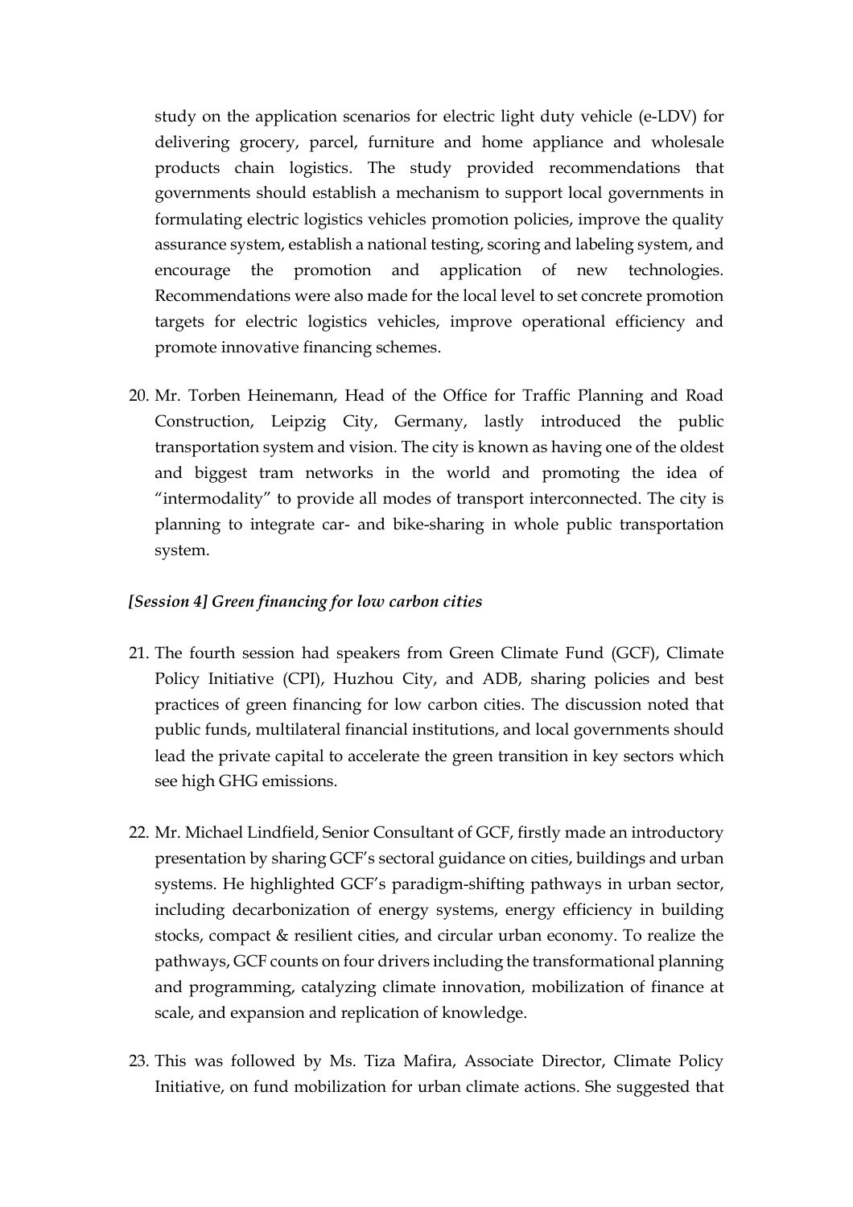study on the application scenarios for electric light duty vehicle (e-LDV) for delivering grocery, parcel, furniture and home appliance and wholesale products chain logistics. The study provided recommendations that governments should establish a mechanism to support local governments in formulating electric logistics vehicles promotion policies, improve the quality assurance system, establish a national testing, scoring and labeling system, and encourage the promotion and application of new technologies. Recommendations were also made for the local level to set concrete promotion targets for electric logistics vehicles, improve operational efficiency and promote innovative financing schemes.

20. Mr. Torben Heinemann, Head of the Office for Traffic Planning and Road Construction, Leipzig City, Germany, lastly introduced the public transportation system and vision. The city is known as having one of the oldest and biggest tram networks in the world and promoting the idea of "intermodality" to provide all modes of transport interconnected. The city is planning to integrate car- and bike-sharing in whole public transportation system.

***[Session 4] Green financing for low carbon cities***

21. The fourth session had speakers from Green Climate Fund (GCF), Climate Policy Initiative (CPI), Huzhou City, and ADB, sharing policies and best practices of green financing for low carbon cities. The discussion noted that public funds, multilateral financial institutions, and local governments should lead the private capital to accelerate the green transition in key sectors which see high GHG emissions.

22. Mr. Michael Lindfield, Senior Consultant of GCF, firstly made an introductory presentation by sharing GCF's sectoral guidance on cities, buildings and urban systems. He highlighted GCF's paradigm-shifting pathways in urban sector, including decarbonization of energy systems, energy efficiency in building stocks, compact & resilient cities, and circular urban economy. To realize the pathways, GCF counts on four drivers including the transformational planning and programming, catalyzing climate innovation, mobilization of finance at scale, and expansion and replication of knowledge.

23. This was followed by Ms. Tiza Mafira, Associate Director, Climate Policy Initiative, on fund mobilization for urban climate actions. She suggested that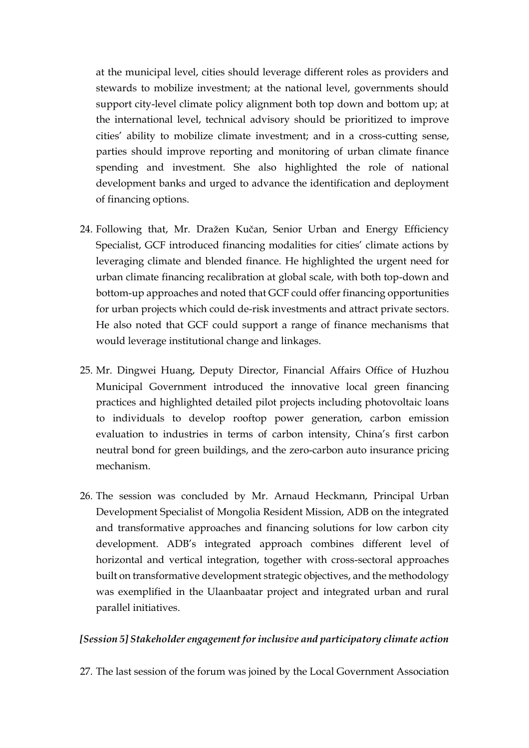at the municipal level, cities should leverage different roles as providers and stewards to mobilize investment; at the national level, governments should support city-level climate policy alignment both top down and bottom up; at the international level, technical advisory should be prioritized to improve cities' ability to mobilize climate investment; and in a cross-cutting sense, parties should improve reporting and monitoring of urban climate finance spending and investment. She also highlighted the role of national development banks and urged to advance the identification and deployment of financing options.

24. Following that, Mr. Dražen Kučan, Senior Urban and Energy Efficiency Specialist, GCF introduced financing modalities for cities' climate actions by leveraging climate and blended finance. He highlighted the urgent need for urban climate financing recalibration at global scale, with both top-down and bottom-up approaches and noted that GCF could offer financing opportunities for urban projects which could de-risk investments and attract private sectors. He also noted that GCF could support a range of finance mechanisms that would leverage institutional change and linkages.

25. Mr. Dingwei Huang, Deputy Director, Financial Affairs Office of Huzhou Municipal Government introduced the innovative local green financing practices and highlighted detailed pilot projects including photovoltaic loans to individuals to develop rooftop power generation, carbon emission evaluation to industries in terms of carbon intensity, China's first carbon neutral bond for green buildings, and the zero-carbon auto insurance pricing mechanism.

26. The session was concluded by Mr. Arnaud Heckmann, Principal Urban Development Specialist of Mongolia Resident Mission, ADB on the integrated and transformative approaches and financing solutions for low carbon city development. ADB's integrated approach combines different level of horizontal and vertical integration, together with cross-sectoral approaches built on transformative development strategic objectives, and the methodology was exemplified in the Ulaanbaatar project and integrated urban and rural parallel initiatives.

***[Session 5] Stakeholder engagement for inclusive and participatory climate action***

27. The last session of the forum was joined by the Local Government Association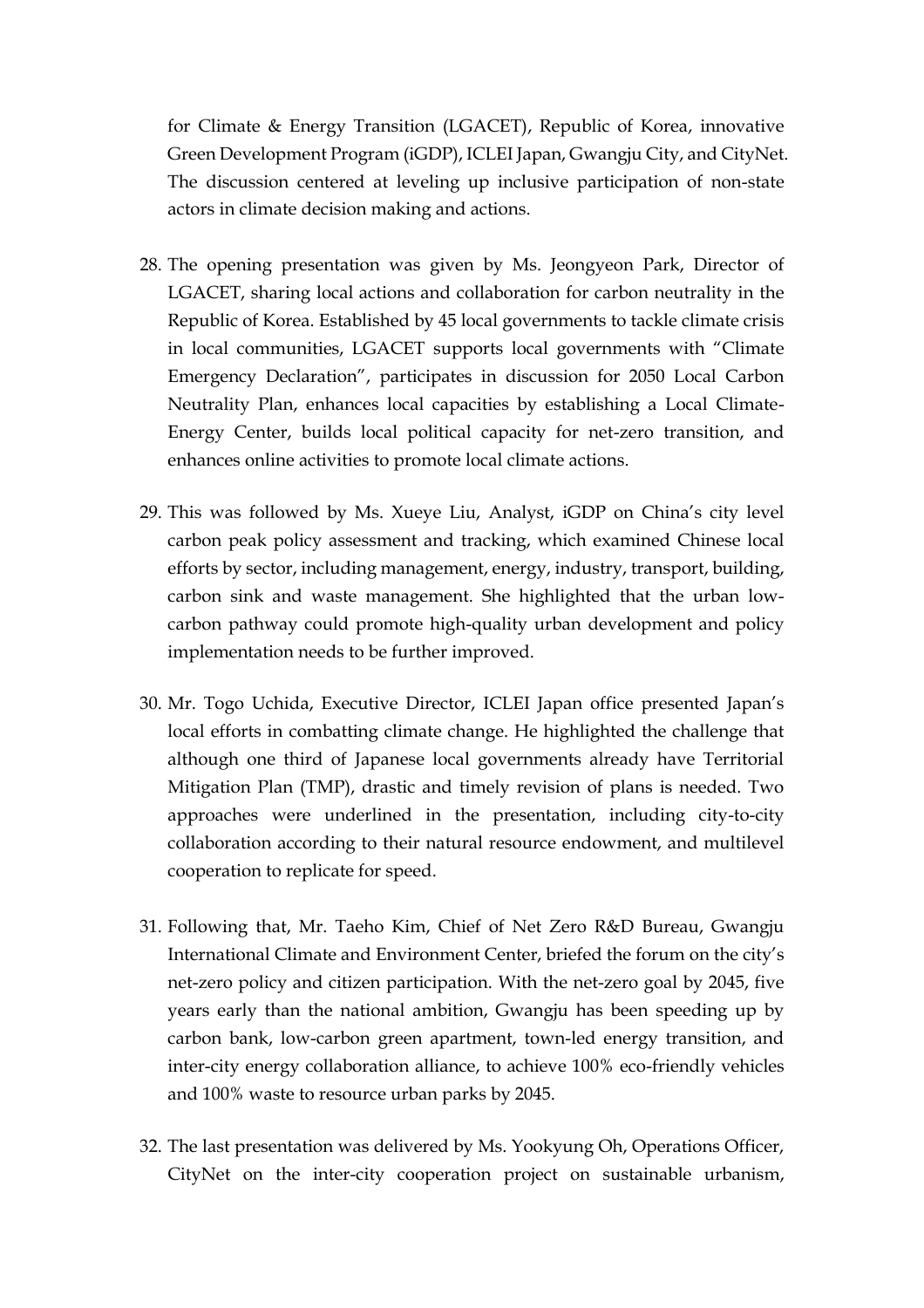for Climate & Energy Transition (LGACET), Republic of Korea, innovative Green Development Program (iGDP), ICLEI Japan, Gwangju City, and CityNet. The discussion centered at leveling up inclusive participation of non-state actors in climate decision making and actions.

28. The opening presentation was given by Ms. Jeongyeon Park, Director of LGACET, sharing local actions and collaboration for carbon neutrality in the Republic of Korea. Established by 45 local governments to tackle climate crisis in local communities, LGACET supports local governments with "Climate Emergency Declaration", participates in discussion for 2050 Local Carbon Neutrality Plan, enhances local capacities by establishing a Local Climate-Energy Center, builds local political capacity for net-zero transition, and enhances online activities to promote local climate actions.

29. This was followed by Ms. Xueye Liu, Analyst, iGDP on China's city level carbon peak policy assessment and tracking, which examined Chinese local efforts by sector, including management, energy, industry, transport, building, carbon sink and waste management. She highlighted that the urban low-carbon pathway could promote high-quality urban development and policy implementation needs to be further improved.

30. Mr. Togo Uchida, Executive Director, ICLEI Japan office presented Japan's local efforts in combatting climate change. He highlighted the challenge that although one third of Japanese local governments already have Territorial Mitigation Plan (TMP), drastic and timely revision of plans is needed. Two approaches were underlined in the presentation, including city-to-city collaboration according to their natural resource endowment, and multilevel cooperation to replicate for speed.

31. Following that, Mr. Taeho Kim, Chief of Net Zero R&D Bureau, Gwangju International Climate and Environment Center, briefed the forum on the city's net-zero policy and citizen participation. With the net-zero goal by 2045, five years early than the national ambition, Gwangju has been speeding up by carbon bank, low-carbon green apartment, town-led energy transition, and inter-city energy collaboration alliance, to achieve 100% eco-friendly vehicles and 100% waste to resource urban parks by 2045.

32. The last presentation was delivered by Ms. Yookyung Oh, Operations Officer, CityNet on the inter-city cooperation project on sustainable urbanism,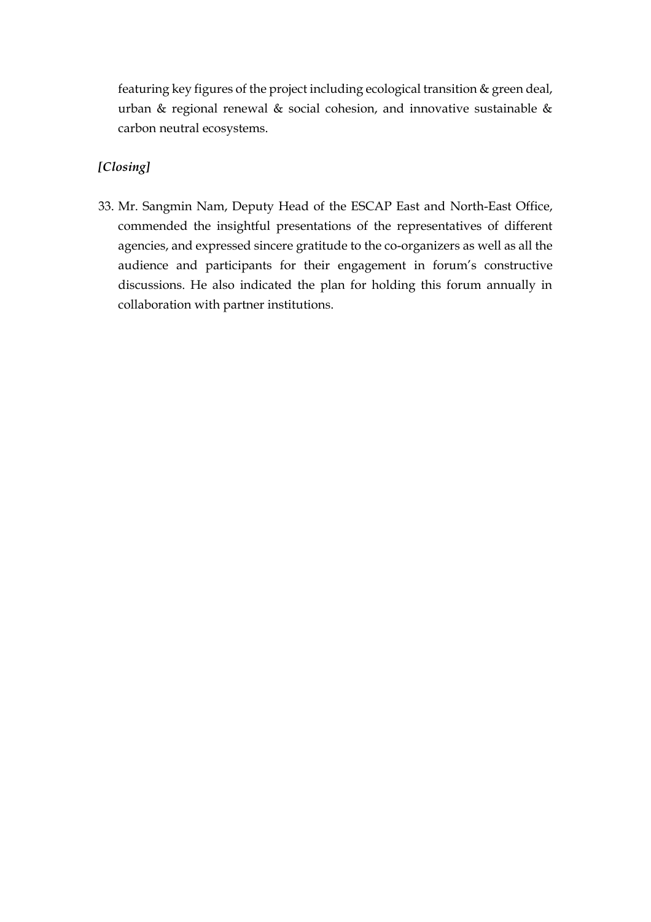featuring key figures of the project including ecological transition & green deal, urban & regional renewal & social cohesion, and innovative sustainable & carbon neutral ecosystems.

***[Closing]***

33. Mr. Sangmin Nam, Deputy Head of the ESCAP East and North-East Office, commended the insightful presentations of the representatives of different agencies, and expressed sincere gratitude to the co-organizers as well as all the audience and participants for their engagement in forum's constructive discussions. He also indicated the plan for holding this forum annually in collaboration with partner institutions.